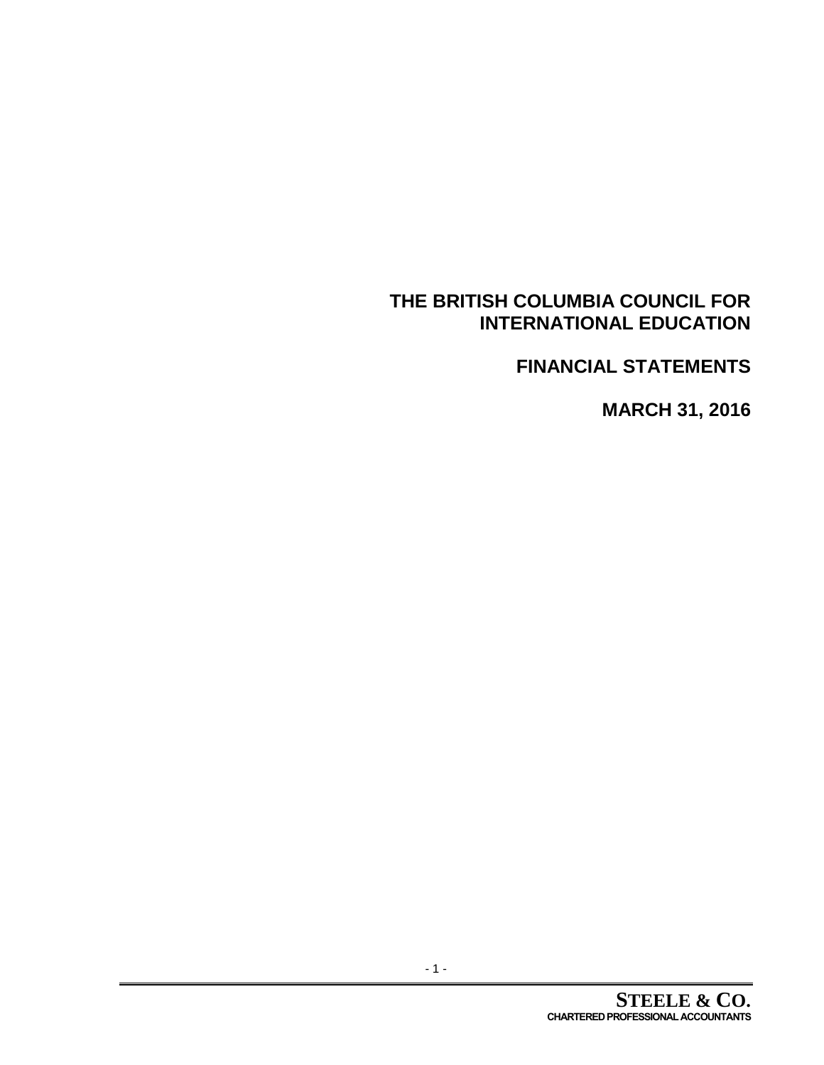# THE BRITISH COLUMBIA COUNCIL FOR INTERNATIONAL EDUCATION

## FINANCIAL STATEMENTS

## MARCH 31, 2016

**STEELE & CO.**
**CHARTERED PROFESSIONAL ACCOUNTANTS**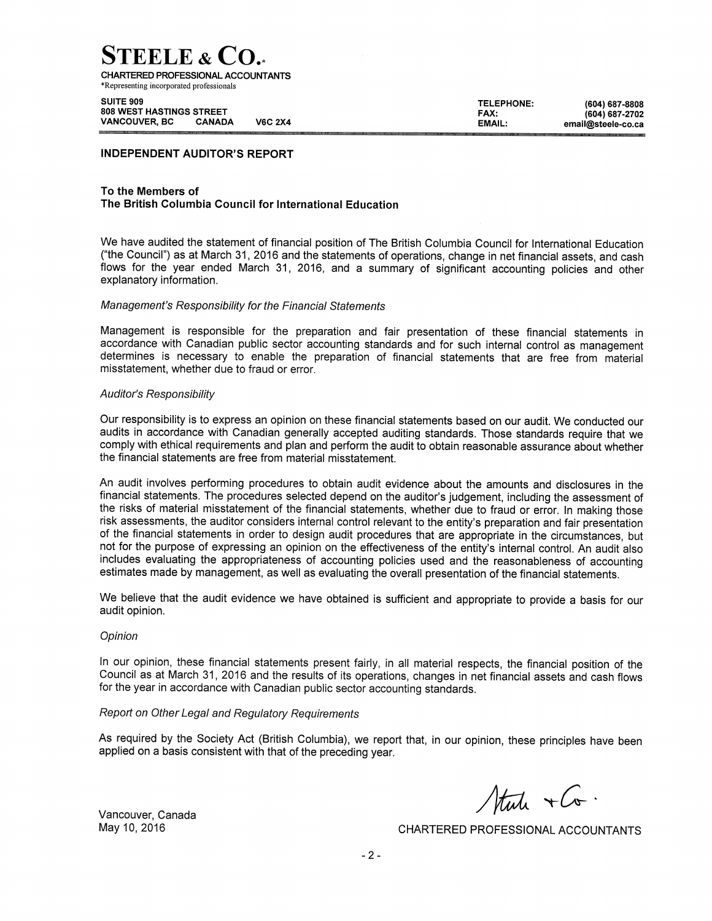# STEELE & CO.*

CHARTERED PROFESSIONAL ACCOUNTANTS
*Representing incorporated professionals

SUITE 909
808 WEST HASTINGS STREET
VANCOUVER, BC CANADA V6C 2X4

TELEPHONE: (604) 687-8808
FAX: (604) 687-2702
EMAIL: email@steele-co.ca

## INDEPENDENT AUDITOR'S REPORT

**To the Members of**
**The British Columbia Council for International Education**

We have audited the statement of financial position of The British Columbia Council for International Education ("the Council") as at March 31, 2016 and the statements of operations, change in net financial assets, and cash flows for the year ended March 31, 2016, and a summary of significant accounting policies and other explanatory information.

*Management's Responsibility for the Financial Statements*

Management is responsible for the preparation and fair presentation of these financial statements in accordance with Canadian public sector accounting standards and for such internal control as management determines is necessary to enable the preparation of financial statements that are free from material misstatement, whether due to fraud or error.

*Auditor's Responsibility*

Our responsibility is to express an opinion on these financial statements based on our audit. We conducted our audits in accordance with Canadian generally accepted auditing standards. Those standards require that we comply with ethical requirements and plan and perform the audit to obtain reasonable assurance about whether the financial statements are free from material misstatement.

An audit involves performing procedures to obtain audit evidence about the amounts and disclosures in the financial statements. The procedures selected depend on the auditor's judgement, including the assessment of the risks of material misstatement of the financial statements, whether due to fraud or error. In making those risk assessments, the auditor considers internal control relevant to the entity's preparation and fair presentation of the financial statements in order to design audit procedures that are appropriate in the circumstances, but not for the purpose of expressing an opinion on the effectiveness of the entity's internal control. An audit also includes evaluating the appropriateness of accounting policies used and the reasonableness of accounting estimates made by management, as well as evaluating the overall presentation of the financial statements.

We believe that the audit evidence we have obtained is sufficient and appropriate to provide a basis for our audit opinion.

*Opinion*

In our opinion, these financial statements present fairly, in all material respects, the financial position of the Council as at March 31, 2016 and the results of its operations, changes in net financial assets and cash flows for the year in accordance with Canadian public sector accounting standards.

*Report on Other Legal and Regulatory Requirements*

As required by the Society Act (British Columbia), we report that, in our opinion, these principles have been applied on a basis consistent with that of the preceding year.

Steele & Co.

Vancouver, Canada
May 10, 2016

CHARTERED PROFESSIONAL ACCOUNTANTS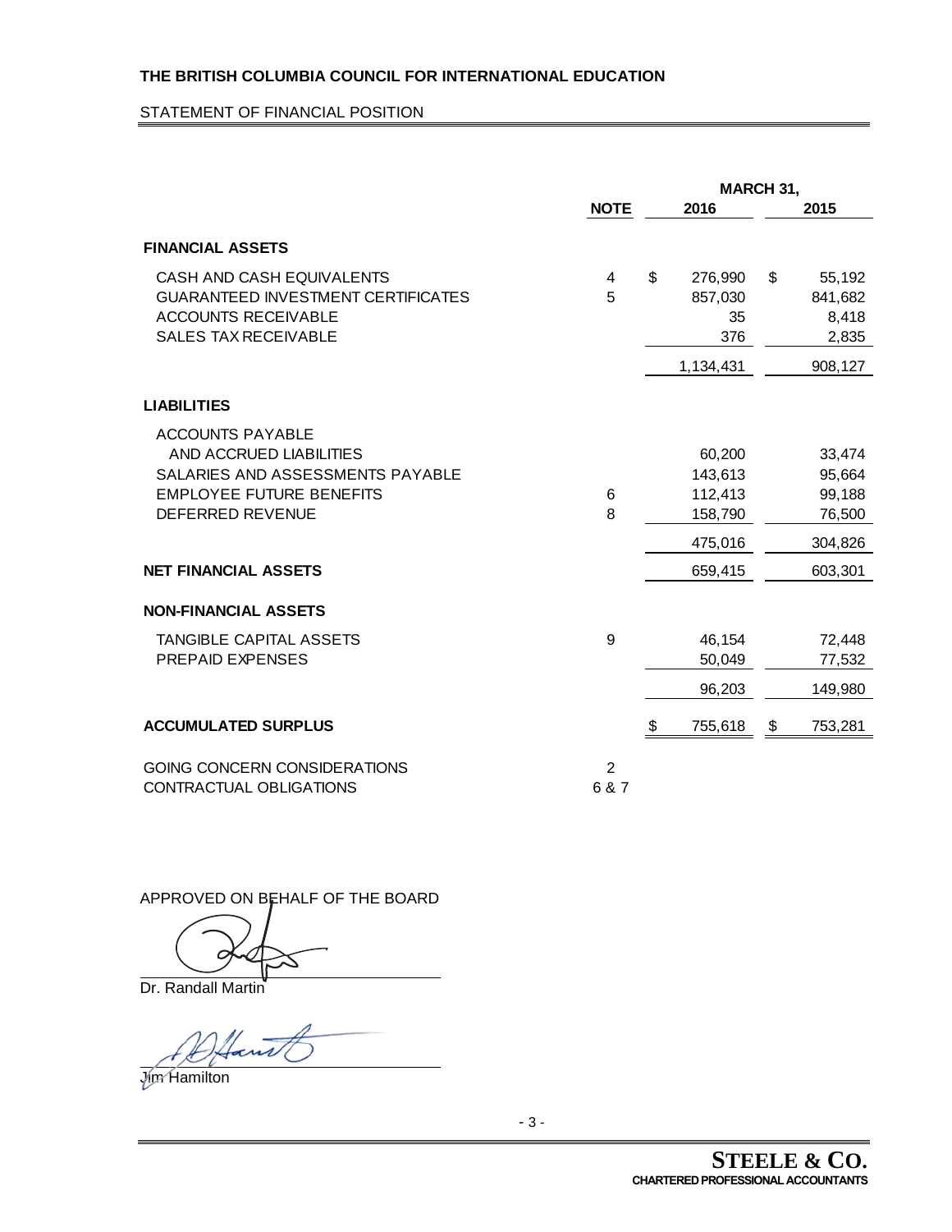**THE BRITISH COLUMBIA COUNCIL FOR INTERNATIONAL EDUCATION**

STATEMENT OF FINANCIAL POSITION

| | NOTE | MARCH 31, 2016 | 2015 |
|---|---|---|---|
| **FINANCIAL ASSETS** | | | |
| CASH AND CASH EQUIVALENTS | 4 | $ 276,990 | $ 55,192 |
| GUARANTEED INVESTMENT CERTIFICATES | 5 | 857,030 | 841,682 |
| ACCOUNTS RECEIVABLE | | 35 | 8,418 |
| SALES TAX RECEIVABLE | | 376 | 2,835 |
| | | 1,134,431 | 908,127 |
| **LIABILITIES** | | | |
| ACCOUNTS PAYABLE AND ACCRUED LIABILITIES | | 60,200 | 33,474 |
| SALARIES AND ASSESSMENTS PAYABLE | | 143,613 | 95,664 |
| EMPLOYEE FUTURE BENEFITS | 6 | 112,413 | 99,188 |
| DEFERRED REVENUE | 8 | 158,790 | 76,500 |
| | | 475,016 | 304,826 |
| **NET FINANCIAL ASSETS** | | 659,415 | 603,301 |
| **NON-FINANCIAL ASSETS** | | | |
| TANGIBLE CAPITAL ASSETS | 9 | 46,154 | 72,448 |
| PREPAID EXPENSES | | 50,049 | 77,532 |
| | | 96,203 | 149,980 |
| **ACCUMULATED SURPLUS** | | $ 755,618 | $ 753,281 |
| GOING CONCERN CONSIDERATIONS | 2 | | |
| CONTRACTUAL OBLIGATIONS | 6 & 7 | | |

APPROVED ON BEHALF OF THE BOARD

Dr. Randall Martin

Jim Hamilton

**STEELE & CO.**
**CHARTERED PROFESSIONAL ACCOUNTANTS**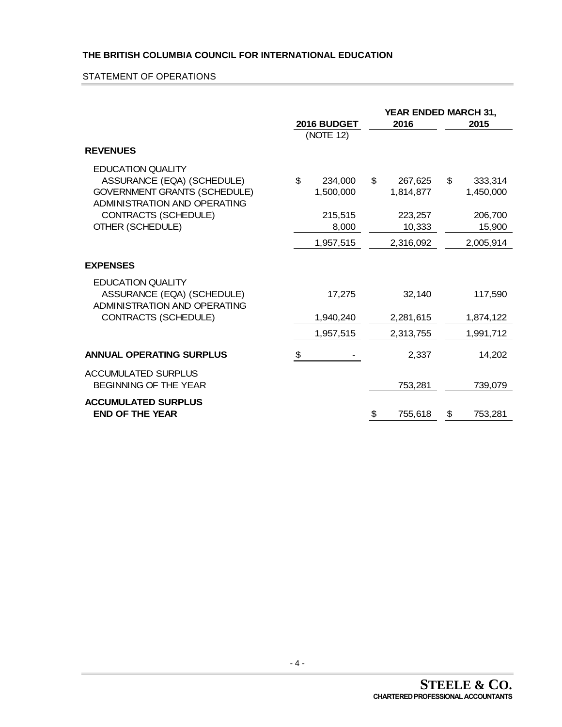**THE BRITISH COLUMBIA COUNCIL FOR INTERNATIONAL EDUCATION**

STATEMENT OF OPERATIONS

| | 2016 BUDGET (NOTE 12) | YEAR ENDED MARCH 31, 2016 | 2015 |
|---|---|---|---|
| **REVENUES** | | | |
| EDUCATION QUALITY ASSURANCE (EQA) (SCHEDULE) | $ 234,000 | $ 267,625 | $ 333,314 |
| GOVERNMENT GRANTS (SCHEDULE) | 1,500,000 | 1,814,877 | 1,450,000 |
| ADMINISTRATION AND OPERATING CONTRACTS (SCHEDULE) | 215,515 | 223,257 | 206,700 |
| OTHER (SCHEDULE) | 8,000 | 10,333 | 15,900 |
| | 1,957,515 | 2,316,092 | 2,005,914 |
| **EXPENSES** | | | |
| EDUCATION QUALITY ASSURANCE (EQA) (SCHEDULE) | 17,275 | 32,140 | 117,590 |
| ADMINISTRATION AND OPERATING CONTRACTS (SCHEDULE) | 1,940,240 | 2,281,615 | 1,874,122 |
| | 1,957,515 | 2,313,755 | 1,991,712 |
| **ANNUAL OPERATING SURPLUS** | $ - | 2,337 | 14,202 |
| ACCUMULATED SURPLUS BEGINNING OF THE YEAR | | 753,281 | 739,079 |
| **ACCUMULATED SURPLUS END OF THE YEAR** | | $ 755,618 | $ 753,281 |

**STEELE & CO.**
**CHARTERED PROFESSIONAL ACCOUNTANTS**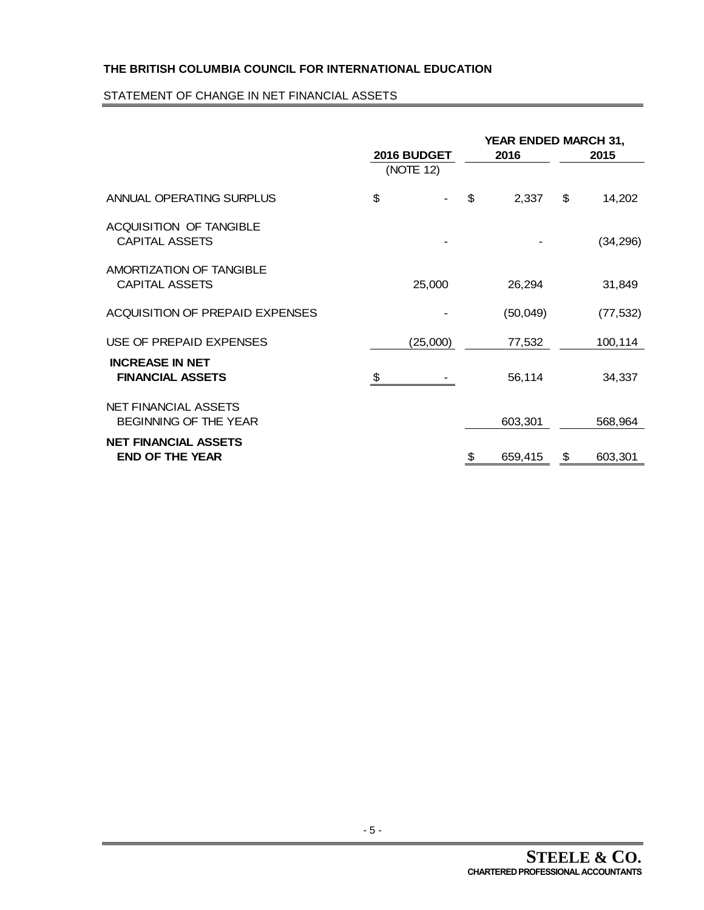**THE BRITISH COLUMBIA COUNCIL FOR INTERNATIONAL EDUCATION**

STATEMENT OF CHANGE IN NET FINANCIAL ASSETS

| | 2016 BUDGET (NOTE 12) | YEAR ENDED MARCH 31, 2016 | 2015 |
|---|---|---|---|
| ANNUAL OPERATING SURPLUS | $ - | $ 2,337 | $ 14,202 |
| ACQUISITION OF TANGIBLE CAPITAL ASSETS | - | - | (34,296) |
| AMORTIZATION OF TANGIBLE CAPITAL ASSETS | 25,000 | 26,294 | 31,849 |
| ACQUISITION OF PREPAID EXPENSES | - | (50,049) | (77,532) |
| USE OF PREPAID EXPENSES | (25,000) | 77,532 | 100,114 |
| **INCREASE IN NET FINANCIAL ASSETS** | $ - | 56,114 | 34,337 |
| NET FINANCIAL ASSETS BEGINNING OF THE YEAR | | 603,301 | 568,964 |
| **NET FINANCIAL ASSETS END OF THE YEAR** | | $ 659,415 | $ 603,301 |

**STEELE & CO.**
**CHARTERED PROFESSIONAL ACCOUNTANTS**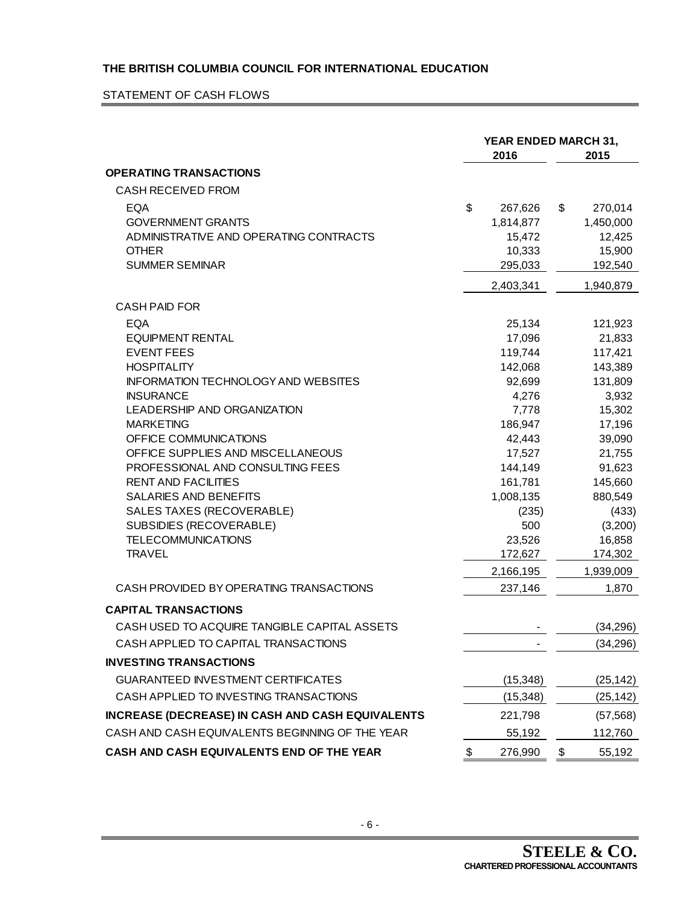**THE BRITISH COLUMBIA COUNCIL FOR INTERNATIONAL EDUCATION**

STATEMENT OF CASH FLOWS

| | YEAR ENDED MARCH 31, 2016 | 2015 |
|---|---|---|
| **OPERATING TRANSACTIONS** | | |
| CASH RECEIVED FROM | | |
| EQA | $ 267,626 | $ 270,014 |
| GOVERNMENT GRANTS | 1,814,877 | 1,450,000 |
| ADMINISTRATIVE AND OPERATING CONTRACTS | 15,472 | 12,425 |
| OTHER | 10,333 | 15,900 |
| SUMMER SEMINAR | 295,033 | 192,540 |
| | 2,403,341 | 1,940,879 |
| CASH PAID FOR | | |
| EQA | 25,134 | 121,923 |
| EQUIPMENT RENTAL | 17,096 | 21,833 |
| EVENT FEES | 119,744 | 117,421 |
| HOSPITALITY | 142,068 | 143,389 |
| INFORMATION TECHNOLOGY AND WEBSITES | 92,699 | 131,809 |
| INSURANCE | 4,276 | 3,932 |
| LEADERSHIP AND ORGANIZATION | 7,778 | 15,302 |
| MARKETING | 186,947 | 17,196 |
| OFFICE COMMUNICATIONS | 42,443 | 39,090 |
| OFFICE SUPPLIES AND MISCELLANEOUS | 17,527 | 21,755 |
| PROFESSIONAL AND CONSULTING FEES | 144,149 | 91,623 |
| RENT AND FACILITIES | 161,781 | 145,660 |
| SALARIES AND BENEFITS | 1,008,135 | 880,549 |
| SALES TAXES (RECOVERABLE) | (235) | (433) |
| SUBSIDIES (RECOVERABLE) | 500 | (3,200) |
| TELECOMMUNICATIONS | 23,526 | 16,858 |
| TRAVEL | 172,627 | 174,302 |
| | 2,166,195 | 1,939,009 |
| CASH PROVIDED BY OPERATING TRANSACTIONS | 237,146 | 1,870 |
| **CAPITAL TRANSACTIONS** | | |
| CASH USED TO ACQUIRE TANGIBLE CAPITAL ASSETS | - | (34,296) |
| CASH APPLIED TO CAPITAL TRANSACTIONS | - | (34,296) |
| **INVESTING TRANSACTIONS** | | |
| GUARANTEED INVESTMENT CERTIFICATES | (15,348) | (25,142) |
| CASH APPLIED TO INVESTING TRANSACTIONS | (15,348) | (25,142) |
| **INCREASE (DECREASE) IN CASH AND CASH EQUIVALENTS** | 221,798 | (57,568) |
| CASH AND CASH EQUIVALENTS BEGINNING OF THE YEAR | 55,192 | 112,760 |
| **CASH AND CASH EQUIVALENTS END OF THE YEAR** | $ 276,990 | $ 55,192 |

**STEELE & CO.**
**CHARTERED PROFESSIONAL ACCOUNTANTS**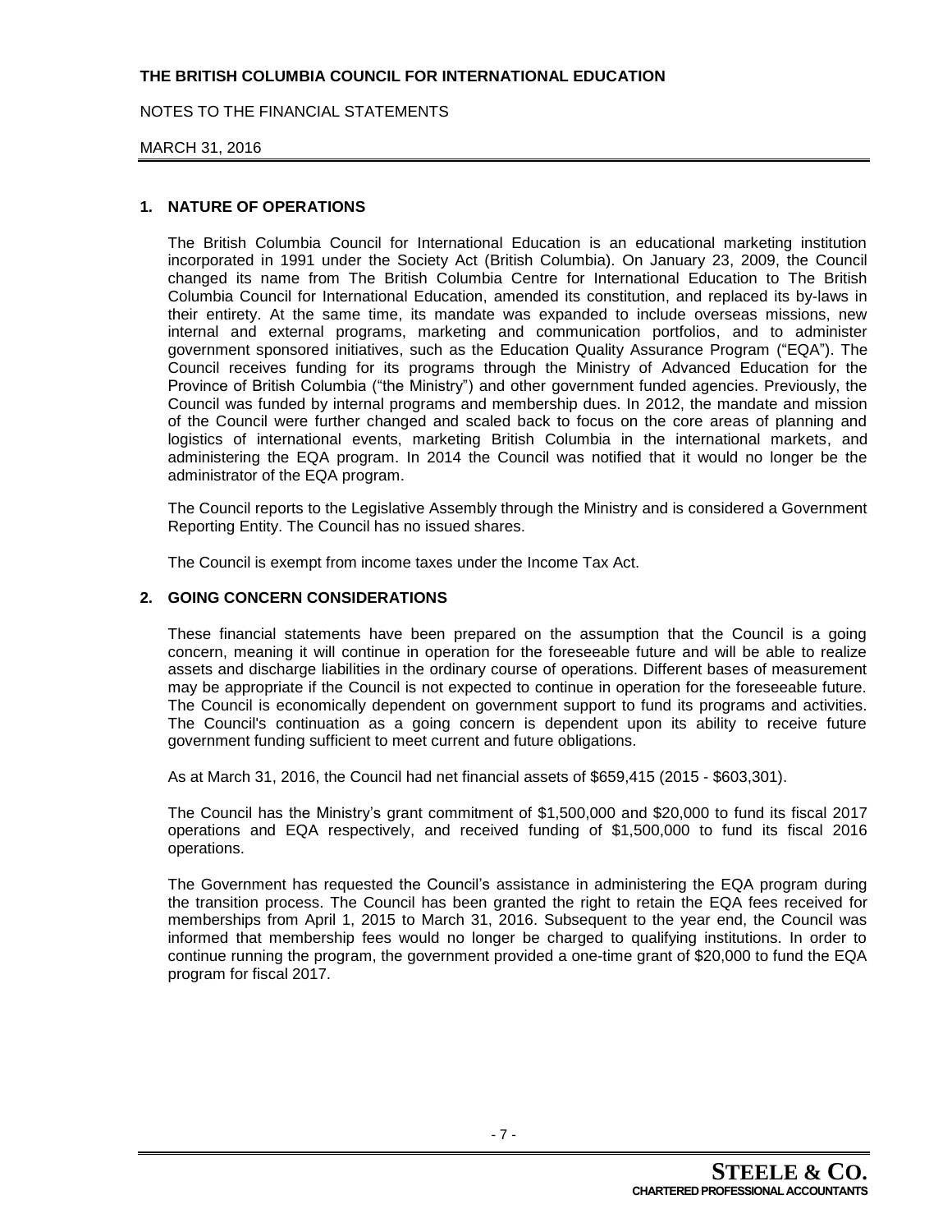# THE BRITISH COLUMBIA COUNCIL FOR INTERNATIONAL EDUCATION

NOTES TO THE FINANCIAL STATEMENTS

MARCH 31, 2016

## 1. NATURE OF OPERATIONS

The British Columbia Council for International Education is an educational marketing institution incorporated in 1991 under the Society Act (British Columbia). On January 23, 2009, the Council changed its name from The British Columbia Centre for International Education to The British Columbia Council for International Education, amended its constitution, and replaced its by-laws in their entirety. At the same time, its mandate was expanded to include overseas missions, new internal and external programs, marketing and communication portfolios, and to administer government sponsored initiatives, such as the Education Quality Assurance Program ("EQA"). The Council receives funding for its programs through the Ministry of Advanced Education for the Province of British Columbia ("the Ministry") and other government funded agencies. Previously, the Council was funded by internal programs and membership dues. In 2012, the mandate and mission of the Council were further changed and scaled back to focus on the core areas of planning and logistics of international events, marketing British Columbia in the international markets, and administering the EQA program. In 2014 the Council was notified that it would no longer be the administrator of the EQA program.

The Council reports to the Legislative Assembly through the Ministry and is considered a Government Reporting Entity. The Council has no issued shares.

The Council is exempt from income taxes under the Income Tax Act.

## 2. GOING CONCERN CONSIDERATIONS

These financial statements have been prepared on the assumption that the Council is a going concern, meaning it will continue in operation for the foreseeable future and will be able to realize assets and discharge liabilities in the ordinary course of operations. Different bases of measurement may be appropriate if the Council is not expected to continue in operation for the foreseeable future. The Council is economically dependent on government support to fund its programs and activities. The Council's continuation as a going concern is dependent upon its ability to receive future government funding sufficient to meet current and future obligations.

As at March 31, 2016, the Council had net financial assets of $659,415 (2015 - $603,301).

The Council has the Ministry's grant commitment of $1,500,000 and $20,000 to fund its fiscal 2017 operations and EQA respectively, and received funding of $1,500,000 to fund its fiscal 2016 operations.

The Government has requested the Council's assistance in administering the EQA program during the transition process. The Council has been granted the right to retain the EQA fees received for memberships from April 1, 2015 to March 31, 2016. Subsequent to the year end, the Council was informed that membership fees would no longer be charged to qualifying institutions. In order to continue running the program, the government provided a one-time grant of $20,000 to fund the EQA program for fiscal 2017.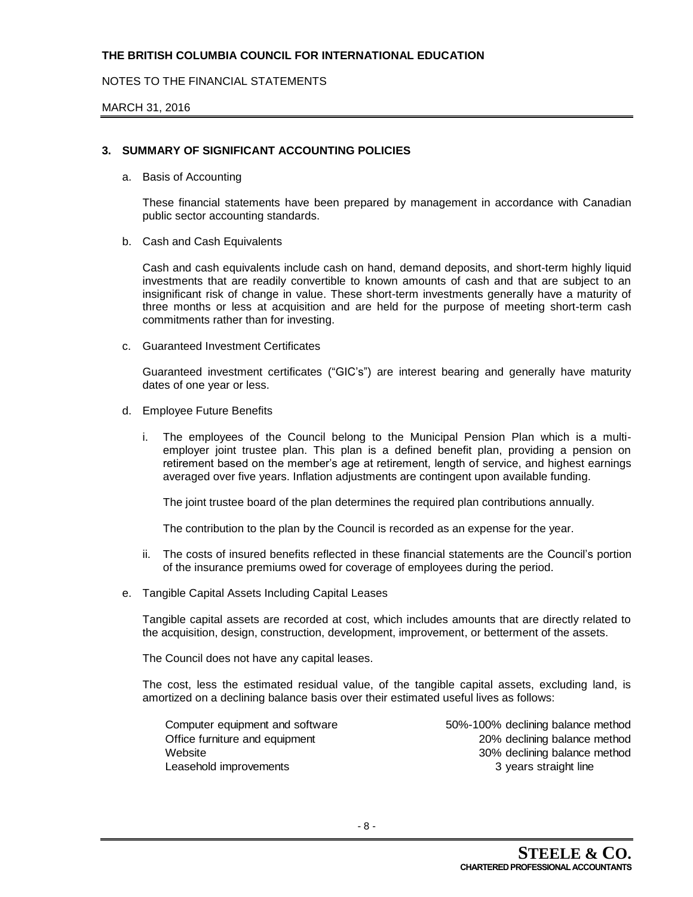## 3. SUMMARY OF SIGNIFICANT ACCOUNTING POLICIES

a. Basis of Accounting

These financial statements have been prepared by management in accordance with Canadian public sector accounting standards.

b. Cash and Cash Equivalents

Cash and cash equivalents include cash on hand, demand deposits, and short-term highly liquid investments that are readily convertible to known amounts of cash and that are subject to an insignificant risk of change in value. These short-term investments generally have a maturity of three months or less at acquisition and are held for the purpose of meeting short-term cash commitments rather than for investing.

c. Guaranteed Investment Certificates

Guaranteed investment certificates ("GIC's") are interest bearing and generally have maturity dates of one year or less.

d. Employee Future Benefits

i. The employees of the Council belong to the Municipal Pension Plan which is a multi-employer joint trustee plan. This plan is a defined benefit plan, providing a pension on retirement based on the member's age at retirement, length of service, and highest earnings averaged over five years. Inflation adjustments are contingent upon available funding.

The joint trustee board of the plan determines the required plan contributions annually.

The contribution to the plan by the Council is recorded as an expense for the year.

ii. The costs of insured benefits reflected in these financial statements are the Council's portion of the insurance premiums owed for coverage of employees during the period.

e. Tangible Capital Assets Including Capital Leases

Tangible capital assets are recorded at cost, which includes amounts that are directly related to the acquisition, design, construction, development, improvement, or betterment of the assets.

The Council does not have any capital leases.

The cost, less the estimated residual value, of the tangible capital assets, excluding land, is amortized on a declining balance basis over their estimated useful lives as follows:

| | |
|---|---|
| Computer equipment and software | 50%-100% declining balance method |
| Office furniture and equipment | 20% declining balance method |
| Website | 30% declining balance method |
| Leasehold improvements | 3 years straight line |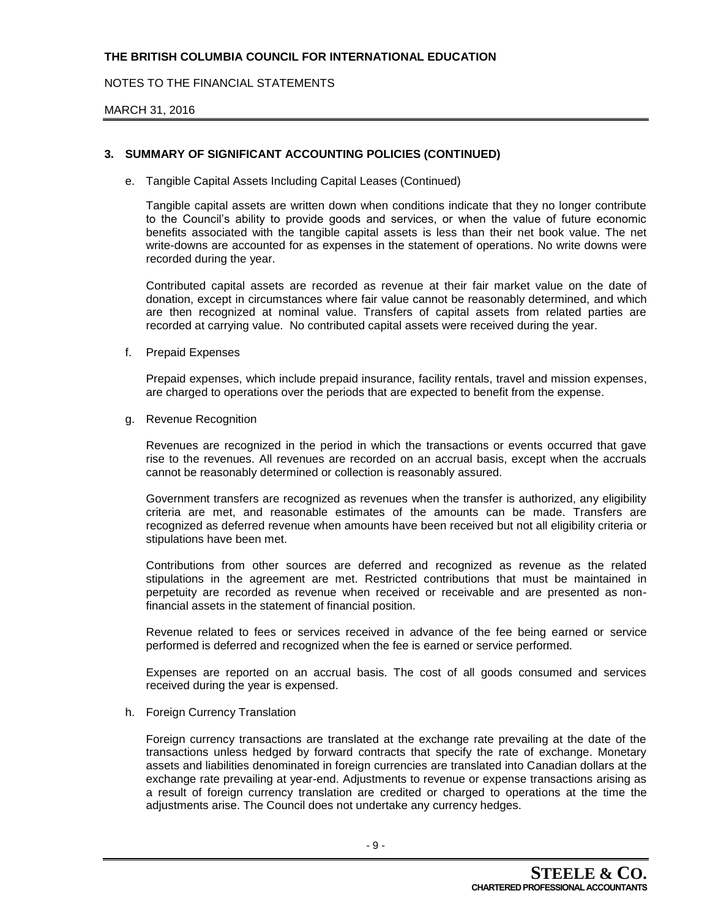## 3. SUMMARY OF SIGNIFICANT ACCOUNTING POLICIES (CONTINUED)

e. Tangible Capital Assets Including Capital Leases (Continued)

Tangible capital assets are written down when conditions indicate that they no longer contribute to the Council's ability to provide goods and services, or when the value of future economic benefits associated with the tangible capital assets is less than their net book value. The net write-downs are accounted for as expenses in the statement of operations. No write downs were recorded during the year.

Contributed capital assets are recorded as revenue at their fair market value on the date of donation, except in circumstances where fair value cannot be reasonably determined, and which are then recognized at nominal value. Transfers of capital assets from related parties are recorded at carrying value. No contributed capital assets were received during the year.

f. Prepaid Expenses

Prepaid expenses, which include prepaid insurance, facility rentals, travel and mission expenses, are charged to operations over the periods that are expected to benefit from the expense.

g. Revenue Recognition

Revenues are recognized in the period in which the transactions or events occurred that gave rise to the revenues. All revenues are recorded on an accrual basis, except when the accruals cannot be reasonably determined or collection is reasonably assured.

Government transfers are recognized as revenues when the transfer is authorized, any eligibility criteria are met, and reasonable estimates of the amounts can be made. Transfers are recognized as deferred revenue when amounts have been received but not all eligibility criteria or stipulations have been met.

Contributions from other sources are deferred and recognized as revenue as the related stipulations in the agreement are met. Restricted contributions that must be maintained in perpetuity are recorded as revenue when received or receivable and are presented as non-financial assets in the statement of financial position.

Revenue related to fees or services received in advance of the fee being earned or service performed is deferred and recognized when the fee is earned or service performed.

Expenses are reported on an accrual basis. The cost of all goods consumed and services received during the year is expensed.

h. Foreign Currency Translation

Foreign currency transactions are translated at the exchange rate prevailing at the date of the transactions unless hedged by forward contracts that specify the rate of exchange. Monetary assets and liabilities denominated in foreign currencies are translated into Canadian dollars at the exchange rate prevailing at year-end. Adjustments to revenue or expense transactions arising as a result of foreign currency translation are credited or charged to operations at the time the adjustments arise. The Council does not undertake any currency hedges.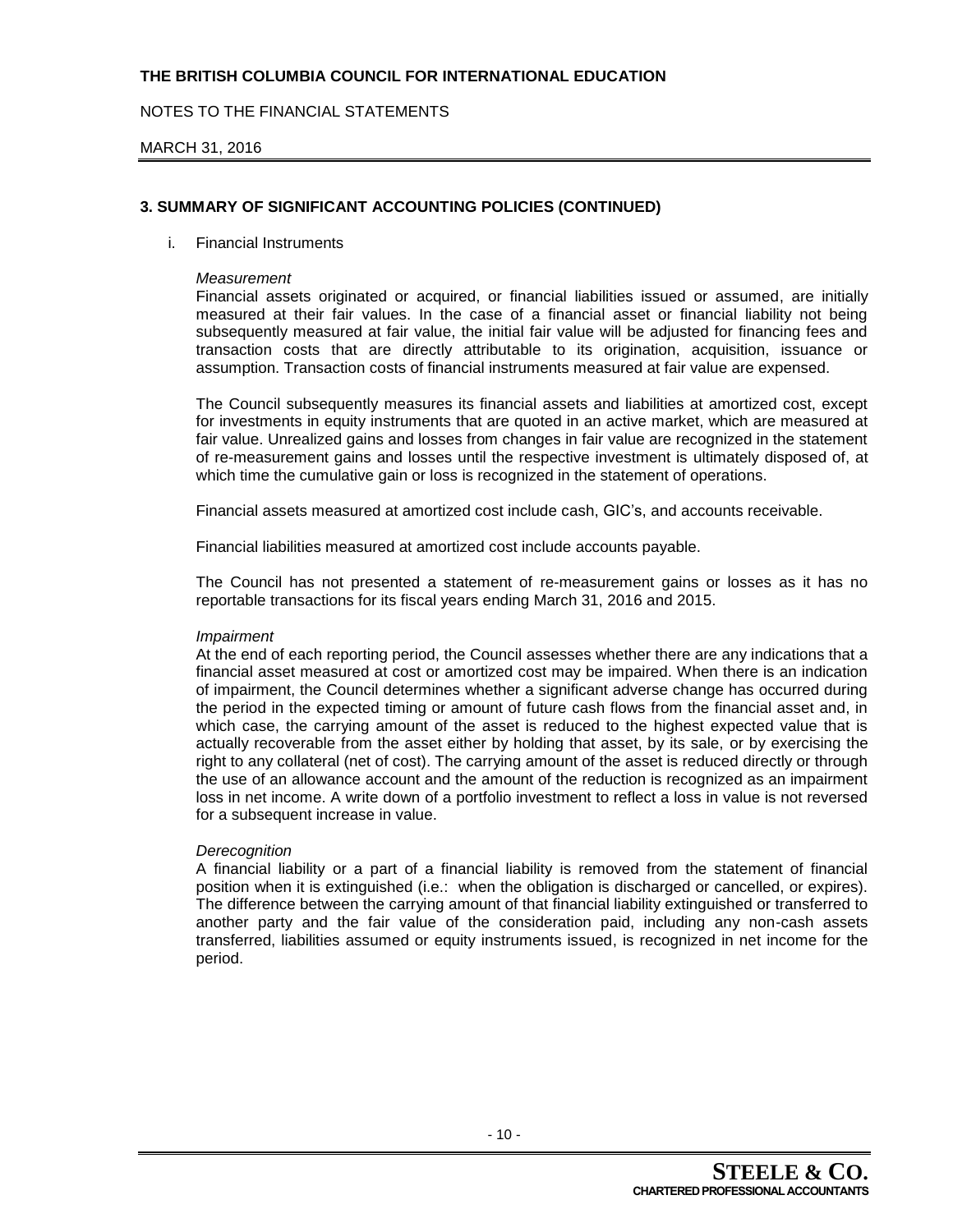## 3. SUMMARY OF SIGNIFICANT ACCOUNTING POLICIES (CONTINUED)

i. Financial Instruments

*Measurement*

Financial assets originated or acquired, or financial liabilities issued or assumed, are initially measured at their fair values. In the case of a financial asset or financial liability not being subsequently measured at fair value, the initial fair value will be adjusted for financing fees and transaction costs that are directly attributable to its origination, acquisition, issuance or assumption. Transaction costs of financial instruments measured at fair value are expensed.

The Council subsequently measures its financial assets and liabilities at amortized cost, except for investments in equity instruments that are quoted in an active market, which are measured at fair value. Unrealized gains and losses from changes in fair value are recognized in the statement of re-measurement gains and losses until the respective investment is ultimately disposed of, at which time the cumulative gain or loss is recognized in the statement of operations.

Financial assets measured at amortized cost include cash, GIC's, and accounts receivable.

Financial liabilities measured at amortized cost include accounts payable.

The Council has not presented a statement of re-measurement gains or losses as it has no reportable transactions for its fiscal years ending March 31, 2016 and 2015.

*Impairment*

At the end of each reporting period, the Council assesses whether there are any indications that a financial asset measured at cost or amortized cost may be impaired. When there is an indication of impairment, the Council determines whether a significant adverse change has occurred during the period in the expected timing or amount of future cash flows from the financial asset and, in which case, the carrying amount of the asset is reduced to the highest expected value that is actually recoverable from the asset either by holding that asset, by its sale, or by exercising the right to any collateral (net of cost). The carrying amount of the asset is reduced directly or through the use of an allowance account and the amount of the reduction is recognized as an impairment loss in net income. A write down of a portfolio investment to reflect a loss in value is not reversed for a subsequent increase in value.

*Derecognition*

A financial liability or a part of a financial liability is removed from the statement of financial position when it is extinguished (i.e.: when the obligation is discharged or cancelled, or expires). The difference between the carrying amount of that financial liability extinguished or transferred to another party and the fair value of the consideration paid, including any non-cash assets transferred, liabilities assumed or equity instruments issued, is recognized in net income for the period.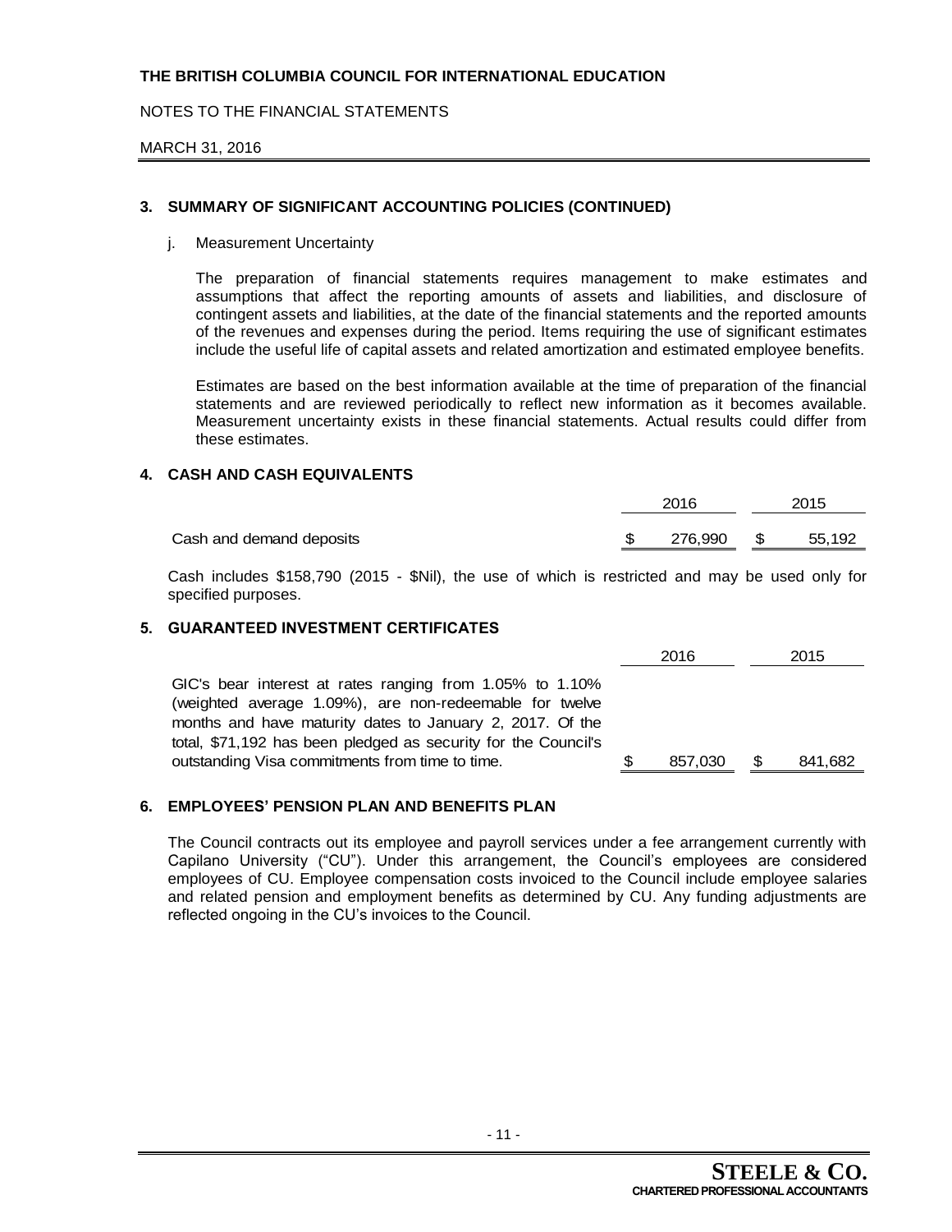**THE BRITISH COLUMBIA COUNCIL FOR INTERNATIONAL EDUCATION**

NOTES TO THE FINANCIAL STATEMENTS

MARCH 31, 2016

## 3. SUMMARY OF SIGNIFICANT ACCOUNTING POLICIES (CONTINUED)

j. Measurement Uncertainty

The preparation of financial statements requires management to make estimates and assumptions that affect the reporting amounts of assets and liabilities, and disclosure of contingent assets and liabilities, at the date of the financial statements and the reported amounts of the revenues and expenses during the period. Items requiring the use of significant estimates include the useful life of capital assets and related amortization and estimated employee benefits.

Estimates are based on the best information available at the time of preparation of the financial statements and are reviewed periodically to reflect new information as it becomes available. Measurement uncertainty exists in these financial statements. Actual results could differ from these estimates.

## 4. CASH AND CASH EQUIVALENTS

| | 2016 | 2015 |
|---|---|---|
| Cash and demand deposits | $ 276,990 | $ 55,192 |

Cash includes $158,790 (2015 - $Nil), the use of which is restricted and may be used only for specified purposes.

## 5. GUARANTEED INVESTMENT CERTIFICATES

| | 2016 | 2015 |
|---|---|---|
| GIC's bear interest at rates ranging from 1.05% to 1.10% (weighted average 1.09%), are non-redeemable for twelve months and have maturity dates to January 2, 2017. Of the total, $71,192 has been pledged as security for the Council's outstanding Visa commitments from time to time. | $ 857,030 | $ 841,682 |

## 6. EMPLOYEES' PENSION PLAN AND BENEFITS PLAN

The Council contracts out its employee and payroll services under a fee arrangement currently with Capilano University ("CU"). Under this arrangement, the Council's employees are considered employees of CU. Employee compensation costs invoiced to the Council include employee salaries and related pension and employment benefits as determined by CU. Any funding adjustments are reflected ongoing in the CU's invoices to the Council.

**STEELE & CO.**
**CHARTERED PROFESSIONAL ACCOUNTANTS**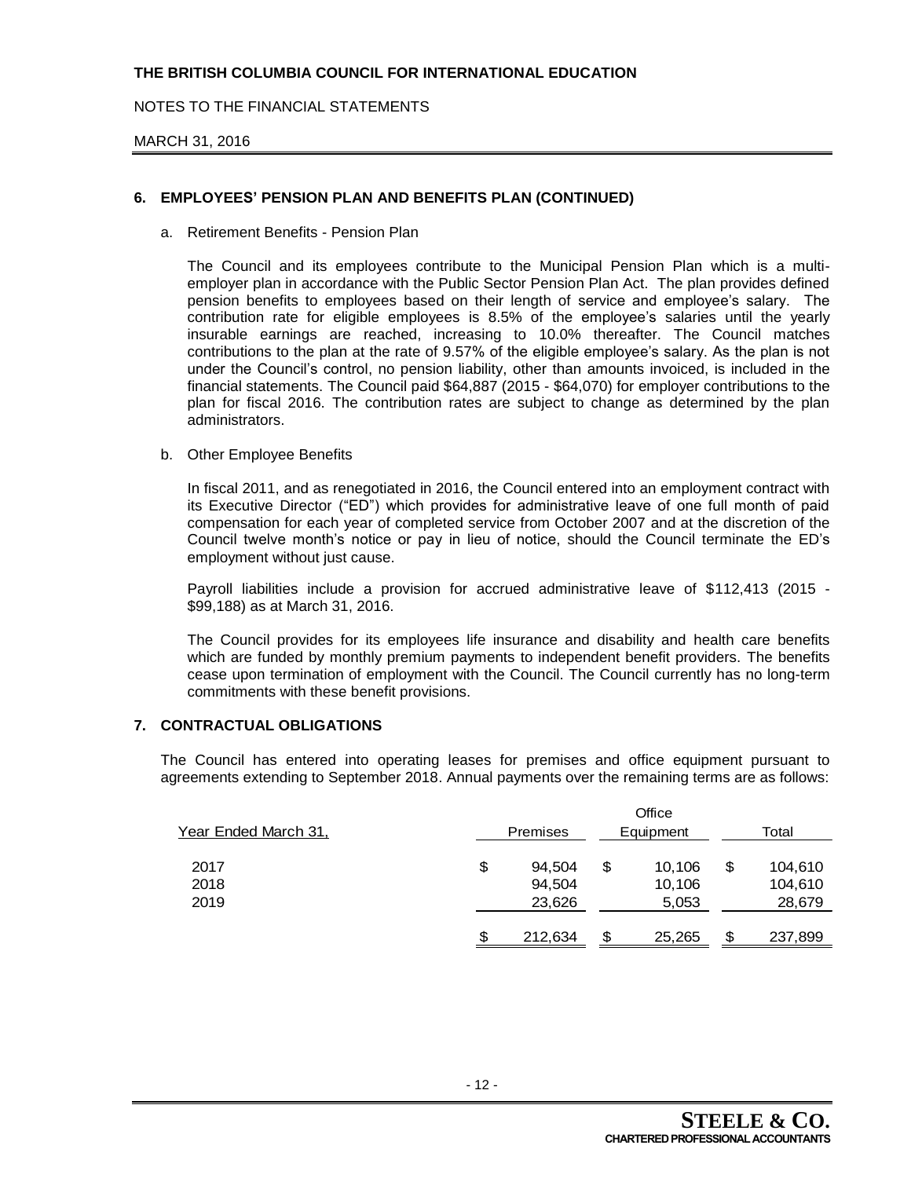**THE BRITISH COLUMBIA COUNCIL FOR INTERNATIONAL EDUCATION**

NOTES TO THE FINANCIAL STATEMENTS

MARCH 31, 2016

## 6. EMPLOYEES' PENSION PLAN AND BENEFITS PLAN (CONTINUED)

a. Retirement Benefits - Pension Plan

The Council and its employees contribute to the Municipal Pension Plan which is a multi-employer plan in accordance with the Public Sector Pension Plan Act. The plan provides defined pension benefits to employees based on their length of service and employee's salary. The contribution rate for eligible employees is 8.5% of the employee's salaries until the yearly insurable earnings are reached, increasing to 10.0% thereafter. The Council matches contributions to the plan at the rate of 9.57% of the eligible employee's salary. As the plan is not under the Council's control, no pension liability, other than amounts invoiced, is included in the financial statements. The Council paid $64,887 (2015 - $64,070) for employer contributions to the plan for fiscal 2016. The contribution rates are subject to change as determined by the plan administrators.

b. Other Employee Benefits

In fiscal 2011, and as renegotiated in 2016, the Council entered into an employment contract with its Executive Director ("ED") which provides for administrative leave of one full month of paid compensation for each year of completed service from October 2007 and at the discretion of the Council twelve month's notice or pay in lieu of notice, should the Council terminate the ED's employment without just cause.

Payroll liabilities include a provision for accrued administrative leave of $112,413 (2015 - $99,188) as at March 31, 2016.

The Council provides for its employees life insurance and disability and health care benefits which are funded by monthly premium payments to independent benefit providers. The benefits cease upon termination of employment with the Council. The Council currently has no long-term commitments with these benefit provisions.

## 7. CONTRACTUAL OBLIGATIONS

The Council has entered into operating leases for premises and office equipment pursuant to agreements extending to September 2018. Annual payments over the remaining terms are as follows:

| Year Ended March 31, | Premises | Office Equipment | Total |
|---|---|---|---|
| 2017 | $ 94,504 | $ 10,106 | $ 104,610 |
| 2018 | 94,504 | 10,106 | 104,610 |
| 2019 | 23,626 | 5,053 | 28,679 |
| | $ 212,634 | $ 25,265 | $ 237,899 |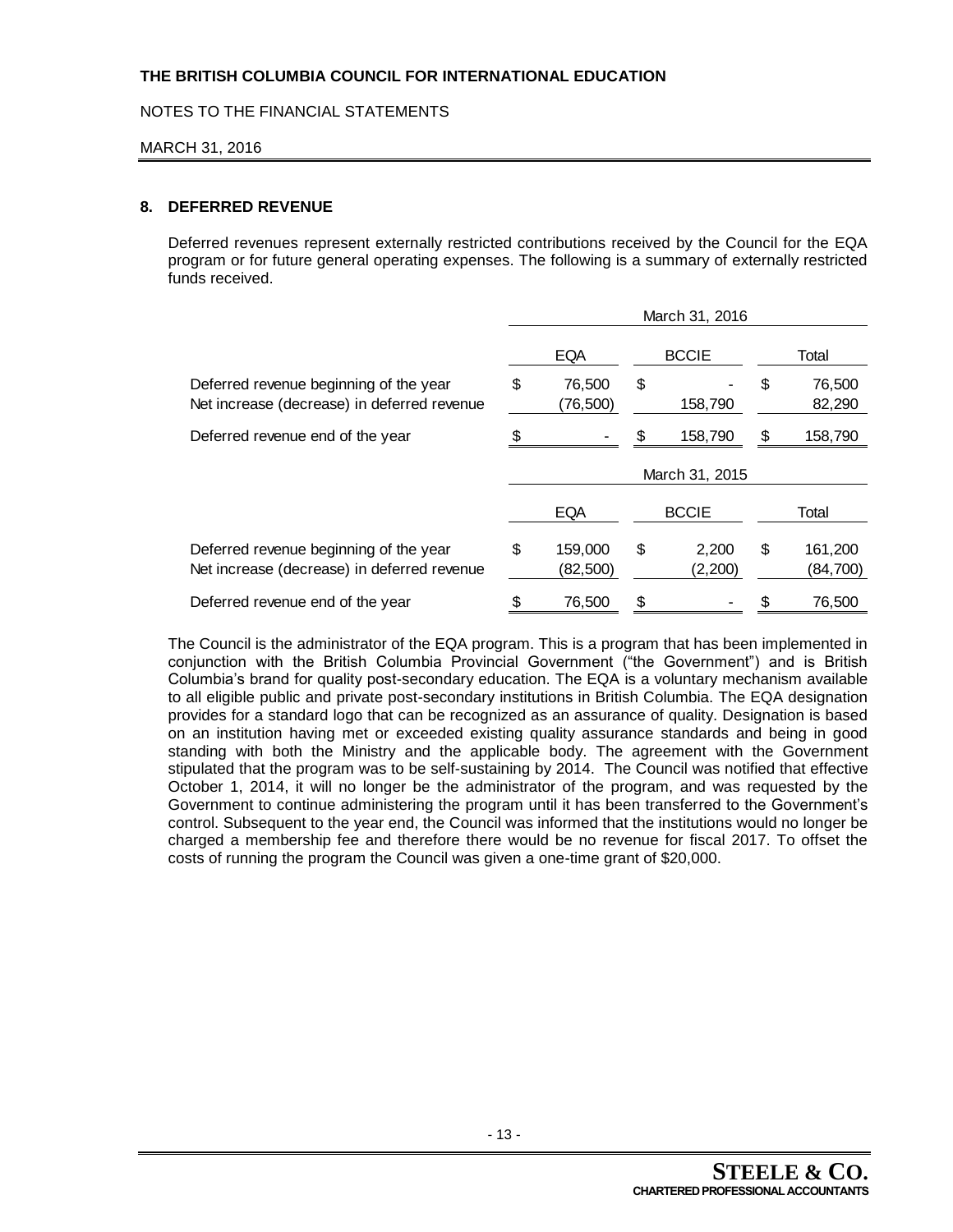# THE BRITISH COLUMBIA COUNCIL FOR INTERNATIONAL EDUCATION

NOTES TO THE FINANCIAL STATEMENTS

MARCH 31, 2016

## 8. DEFERRED REVENUE

Deferred revenues represent externally restricted contributions received by the Council for the EQA program or for future general operating expenses. The following is a summary of externally restricted funds received.

| | March 31, 2016 | | |
|---|---|---|---|
| | EQA | BCCIE | Total |
| Deferred revenue beginning of the year | $ 76,500 | $ - | $ 76,500 |
| Net increase (decrease) in deferred revenue | (76,500) | 158,790 | 82,290 |
| Deferred revenue end of the year | $ - | $ 158,790 | $ 158,790 |

| | March 31, 2015 | | |
|---|---|---|---|
| | EQA | BCCIE | Total |
| Deferred revenue beginning of the year | $ 159,000 | $ 2,200 | $ 161,200 |
| Net increase (decrease) in deferred revenue | (82,500) | (2,200) | (84,700) |
| Deferred revenue end of the year | $ 76,500 | $ - | $ 76,500 |

The Council is the administrator of the EQA program. This is a program that has been implemented in conjunction with the British Columbia Provincial Government ("the Government") and is British Columbia's brand for quality post-secondary education. The EQA is a voluntary mechanism available to all eligible public and private post-secondary institutions in British Columbia. The EQA designation provides for a standard logo that can be recognized as an assurance of quality. Designation is based on an institution having met or exceeded existing quality assurance standards and being in good standing with both the Ministry and the applicable body. The agreement with the Government stipulated that the program was to be self-sustaining by 2014. The Council was notified that effective October 1, 2014, it will no longer be the administrator of the program, and was requested by the Government to continue administering the program until it has been transferred to the Government's control. Subsequent to the year end, the Council was informed that the institutions would no longer be charged a membership fee and therefore there would be no revenue for fiscal 2017. To offset the costs of running the program the Council was given a one-time grant of $20,000.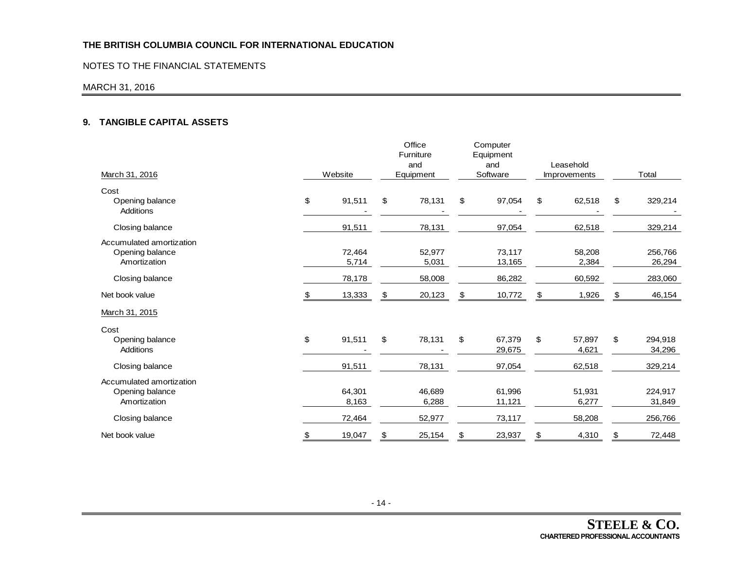**THE BRITISH COLUMBIA COUNCIL FOR INTERNATIONAL EDUCATION**

NOTES TO THE FINANCIAL STATEMENTS

MARCH 31, 2016

## 9. TANGIBLE CAPITAL ASSETS

| March 31, 2016 | Website | Office Furniture and Equipment | Computer Equipment and Software | Leasehold Improvements | Total |
|---|---|---|---|---|---|
| Cost | | | | | |
| Opening balance | $ 91,511 | $ 78,131 | $ 97,054 | $ 62,518 | $ 329,214 |
| Additions | - | - | - | - | - |
| Closing balance | 91,511 | 78,131 | 97,054 | 62,518 | 329,214 |
| Accumulated amortization | | | | | |
| Opening balance | 72,464 | 52,977 | 73,117 | 58,208 | 256,766 |
| Amortization | 5,714 | 5,031 | 13,165 | 2,384 | 26,294 |
| Closing balance | 78,178 | 58,008 | 86,282 | 60,592 | 283,060 |
| Net book value | $ 13,333 | $ 20,123 | $ 10,772 | $ 1,926 | $ 46,154 |
| March 31, 2015 | | | | | |
| Cost | | | | | |
| Opening balance | $ 91,511 | $ 78,131 | $ 67,379 | $ 57,897 | $ 294,918 |
| Additions | - | - | 29,675 | 4,621 | 34,296 |
| Closing balance | 91,511 | 78,131 | 97,054 | 62,518 | 329,214 |
| Accumulated amortization | | | | | |
| Opening balance | 64,301 | 46,689 | 61,996 | 51,931 | 224,917 |
| Amortization | 8,163 | 6,288 | 11,121 | 6,277 | 31,849 |
| Closing balance | 72,464 | 52,977 | 73,117 | 58,208 | 256,766 |
| Net book value | $ 19,047 | $ 25,154 | $ 23,937 | $ 4,310 | $ 72,448 |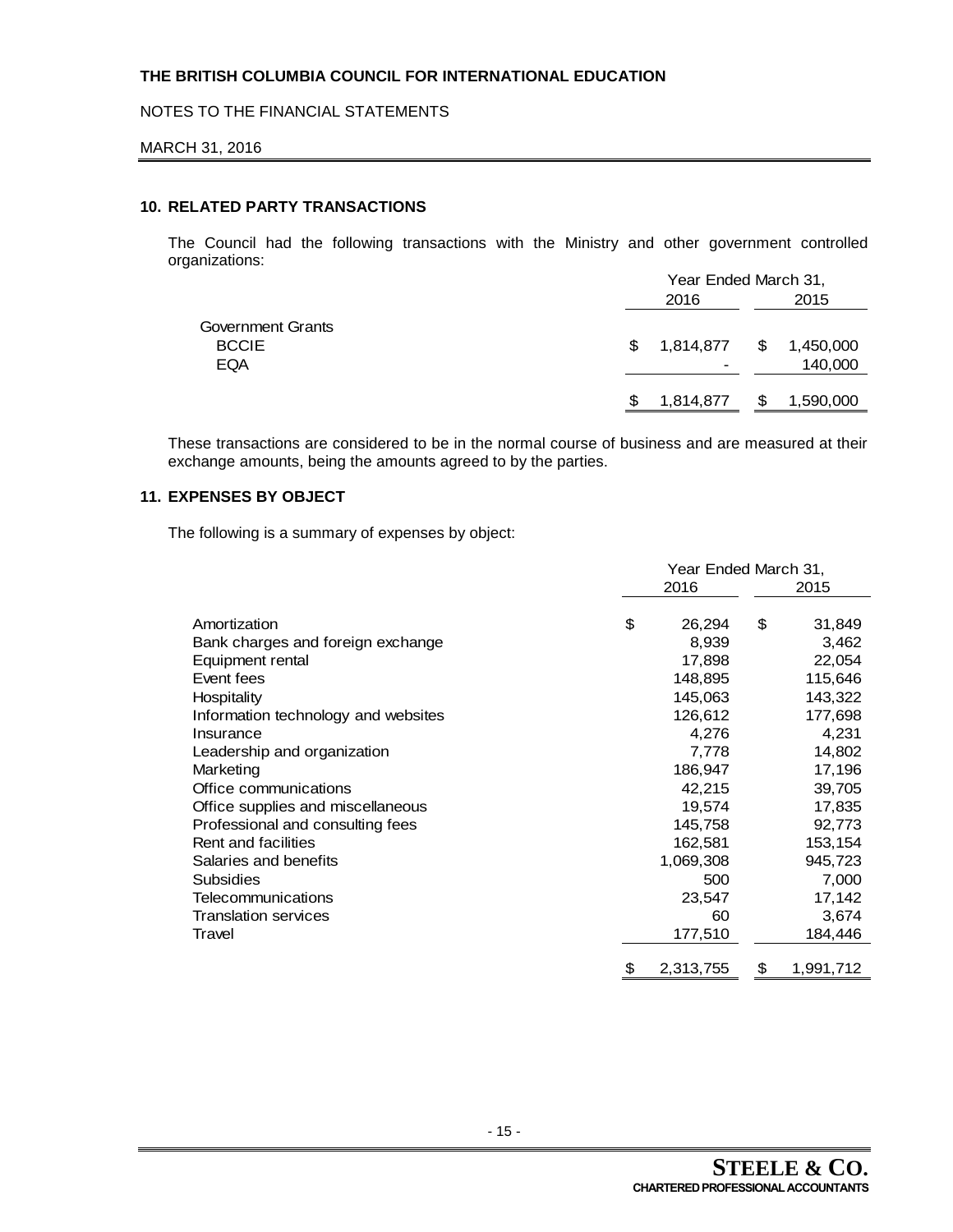**THE BRITISH COLUMBIA COUNCIL FOR INTERNATIONAL EDUCATION**

NOTES TO THE FINANCIAL STATEMENTS

MARCH 31, 2016

### 10. RELATED PARTY TRANSACTIONS

The Council had the following transactions with the Ministry and other government controlled organizations:

| | Year Ended March 31, 2016 | Year Ended March 31, 2015 |
|---|---|---|
| Government Grants | | |
| BCCIE | $ 1,814,877 | $ 1,450,000 |
| EQA | - | 140,000 |
| | $ 1,814,877 | $ 1,590,000 |

These transactions are considered to be in the normal course of business and are measured at their exchange amounts, being the amounts agreed to by the parties.

### 11. EXPENSES BY OBJECT

The following is a summary of expenses by object:

| | Year Ended March 31, 2016 | Year Ended March 31, 2015 |
|---|---|---|
| Amortization | $ 26,294 | $ 31,849 |
| Bank charges and foreign exchange | 8,939 | 3,462 |
| Equipment rental | 17,898 | 22,054 |
| Event fees | 148,895 | 115,646 |
| Hospitality | 145,063 | 143,322 |
| Information technology and websites | 126,612 | 177,698 |
| Insurance | 4,276 | 4,231 |
| Leadership and organization | 7,778 | 14,802 |
| Marketing | 186,947 | 17,196 |
| Office communications | 42,215 | 39,705 |
| Office supplies and miscellaneous | 19,574 | 17,835 |
| Professional and consulting fees | 145,758 | 92,773 |
| Rent and facilities | 162,581 | 153,154 |
| Salaries and benefits | 1,069,308 | 945,723 |
| Subsidies | 500 | 7,000 |
| Telecommunications | 23,547 | 17,142 |
| Translation services | 60 | 3,674 |
| Travel | 177,510 | 184,446 |
| | $ 2,313,755 | $ 1,991,712 |

**STEELE & CO.**
**CHARTERED PROFESSIONAL ACCOUNTANTS**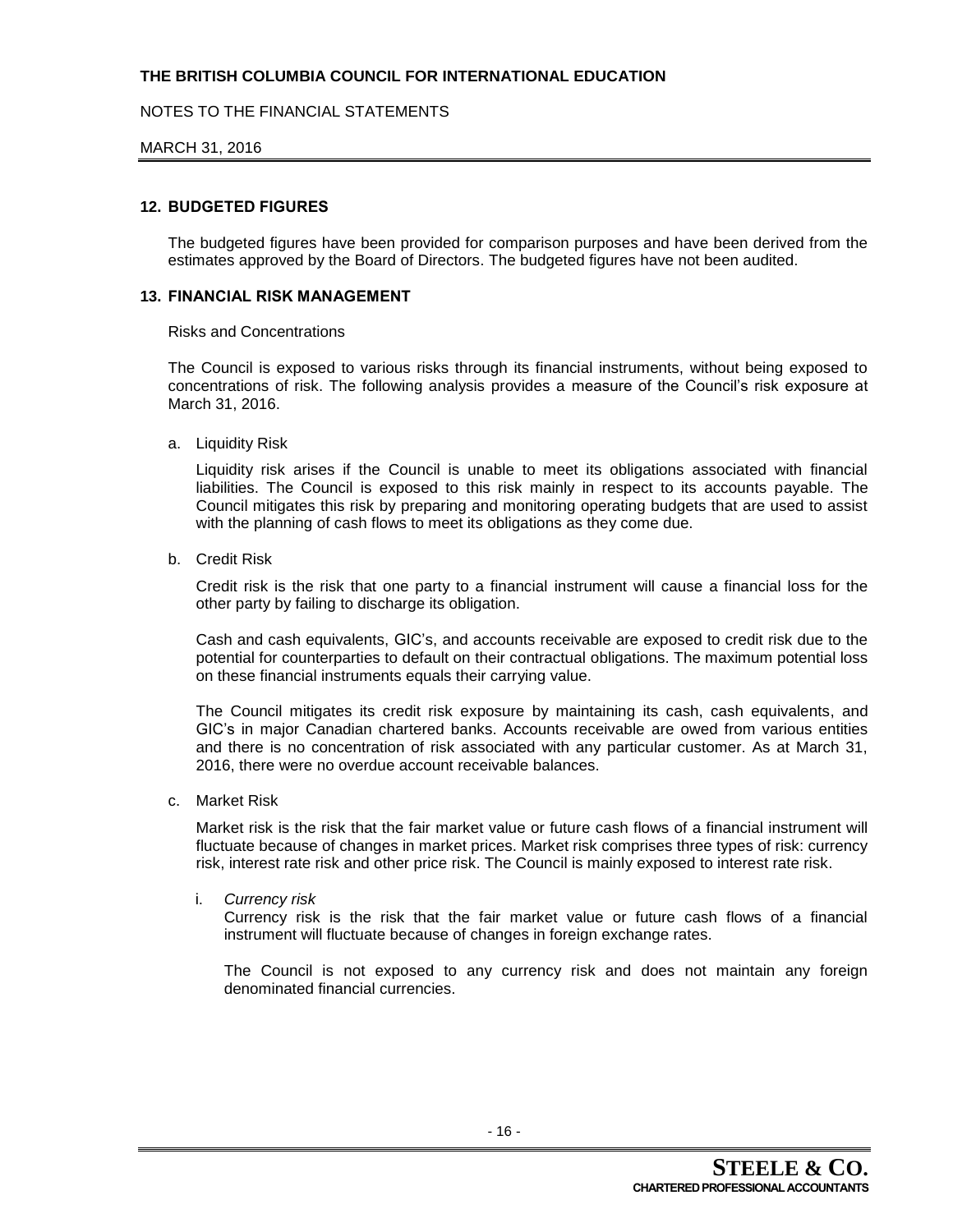## 12. BUDGETED FIGURES

The budgeted figures have been provided for comparison purposes and have been derived from the estimates approved by the Board of Directors. The budgeted figures have not been audited.

## 13. FINANCIAL RISK MANAGEMENT

Risks and Concentrations

The Council is exposed to various risks through its financial instruments, without being exposed to concentrations of risk. The following analysis provides a measure of the Council's risk exposure at March 31, 2016.

a. Liquidity Risk

Liquidity risk arises if the Council is unable to meet its obligations associated with financial liabilities. The Council is exposed to this risk mainly in respect to its accounts payable. The Council mitigates this risk by preparing and monitoring operating budgets that are used to assist with the planning of cash flows to meet its obligations as they come due.

b. Credit Risk

Credit risk is the risk that one party to a financial instrument will cause a financial loss for the other party by failing to discharge its obligation.

Cash and cash equivalents, GIC's, and accounts receivable are exposed to credit risk due to the potential for counterparties to default on their contractual obligations. The maximum potential loss on these financial instruments equals their carrying value.

The Council mitigates its credit risk exposure by maintaining its cash, cash equivalents, and GIC's in major Canadian chartered banks. Accounts receivable are owed from various entities and there is no concentration of risk associated with any particular customer. As at March 31, 2016, there were no overdue account receivable balances.

c. Market Risk

Market risk is the risk that the fair market value or future cash flows of a financial instrument will fluctuate because of changes in market prices. Market risk comprises three types of risk: currency risk, interest rate risk and other price risk. The Council is mainly exposed to interest rate risk.

i. *Currency risk*

Currency risk is the risk that the fair market value or future cash flows of a financial instrument will fluctuate because of changes in foreign exchange rates.

The Council is not exposed to any currency risk and does not maintain any foreign denominated financial currencies.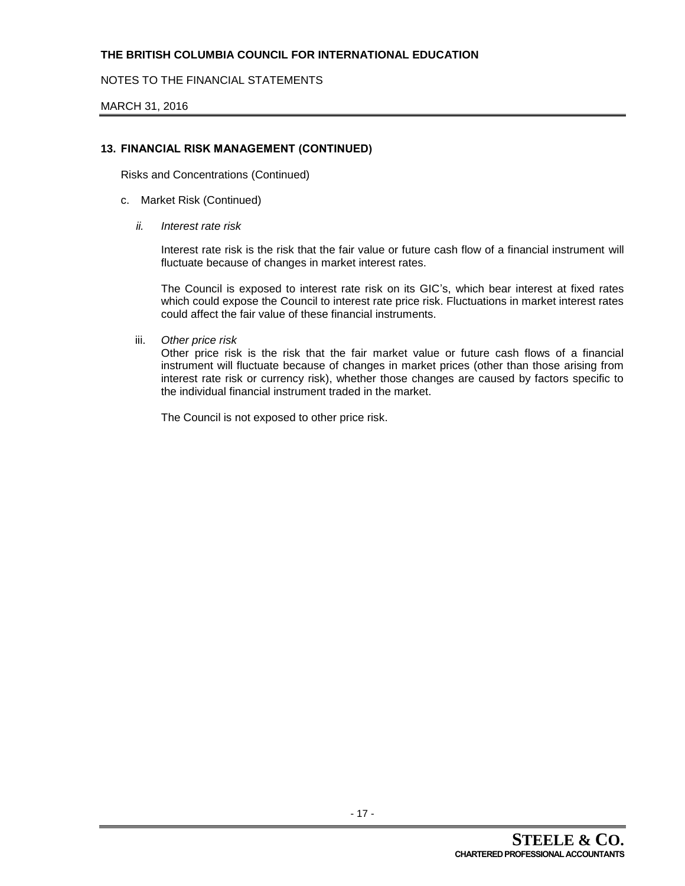## 13. FINANCIAL RISK MANAGEMENT (CONTINUED)

Risks and Concentrations (Continued)

c. Market Risk (Continued)

*ii. Interest rate risk*

Interest rate risk is the risk that the fair value or future cash flow of a financial instrument will fluctuate because of changes in market interest rates.

The Council is exposed to interest rate risk on its GIC's, which bear interest at fixed rates which could expose the Council to interest rate price risk. Fluctuations in market interest rates could affect the fair value of these financial instruments.

iii. *Other price risk*

Other price risk is the risk that the fair market value or future cash flows of a financial instrument will fluctuate because of changes in market prices (other than those arising from interest rate risk or currency risk), whether those changes are caused by factors specific to the individual financial instrument traded in the market.

The Council is not exposed to other price risk.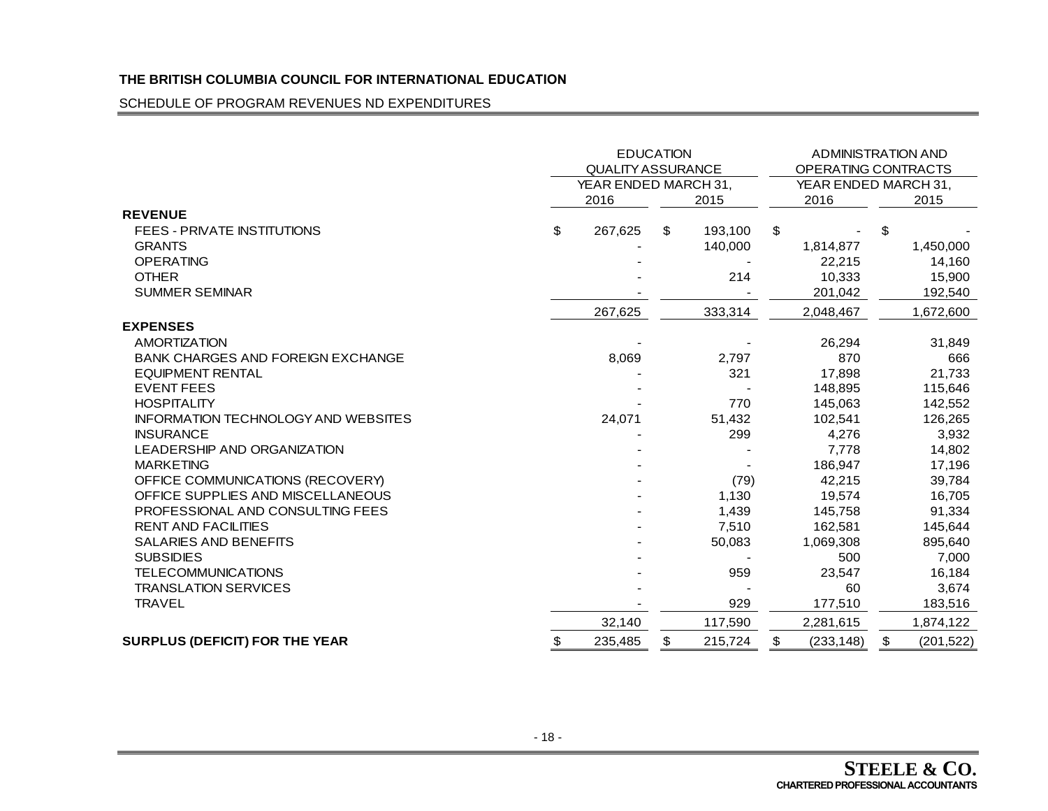**THE BRITISH COLUMBIA COUNCIL FOR INTERNATIONAL EDUCATION**

SCHEDULE OF PROGRAM REVENUES ND EXPENDITURES

| | EDUCATION QUALITY ASSURANCE | | ADMINISTRATION AND OPERATING CONTRACTS | |
|---|---|---|---|---|
| | YEAR ENDED MARCH 31, | | YEAR ENDED MARCH 31, | |
| | 2016 | 2015 | 2016 | 2015 |
| **REVENUE** | | | | |
| FEES - PRIVATE INSTITUTIONS | $ 267,625 | $ 193,100 | $ - | $ - |
| GRANTS | - | 140,000 | 1,814,877 | 1,450,000 |
| OPERATING | - | - | 22,215 | 14,160 |
| OTHER | - | 214 | 10,333 | 15,900 |
| SUMMER SEMINAR | - | - | 201,042 | 192,540 |
| | 267,625 | 333,314 | 2,048,467 | 1,672,600 |
| **EXPENSES** | | | | |
| AMORTIZATION | - | - | 26,294 | 31,849 |
| BANK CHARGES AND FOREIGN EXCHANGE | 8,069 | 2,797 | 870 | 666 |
| EQUIPMENT RENTAL | - | 321 | 17,898 | 21,733 |
| EVENT FEES | - | - | 148,895 | 115,646 |
| HOSPITALITY | - | 770 | 145,063 | 142,552 |
| INFORMATION TECHNOLOGY AND WEBSITES | 24,071 | 51,432 | 102,541 | 126,265 |
| INSURANCE | - | 299 | 4,276 | 3,932 |
| LEADERSHIP AND ORGANIZATION | - | - | 7,778 | 14,802 |
| MARKETING | - | - | 186,947 | 17,196 |
| OFFICE COMMUNICATIONS (RECOVERY) | - | (79) | 42,215 | 39,784 |
| OFFICE SUPPLIES AND MISCELLANEOUS | - | 1,130 | 19,574 | 16,705 |
| PROFESSIONAL AND CONSULTING FEES | - | 1,439 | 145,758 | 91,334 |
| RENT AND FACILITIES | - | 7,510 | 162,581 | 145,644 |
| SALARIES AND BENEFITS | - | 50,083 | 1,069,308 | 895,640 |
| SUBSIDIES | - | - | 500 | 7,000 |
| TELECOMMUNICATIONS | - | 959 | 23,547 | 16,184 |
| TRANSLATION SERVICES | - | - | 60 | 3,674 |
| TRAVEL | - | 929 | 177,510 | 183,516 |
| | 32,140 | 117,590 | 2,281,615 | 1,874,122 |
| **SURPLUS (DEFICIT) FOR THE YEAR** | $ 235,485 | $ 215,724 | $ (233,148) | $ (201,522) |

**STEELE & CO.**
**CHARTERED PROFESSIONAL ACCOUNTANTS**